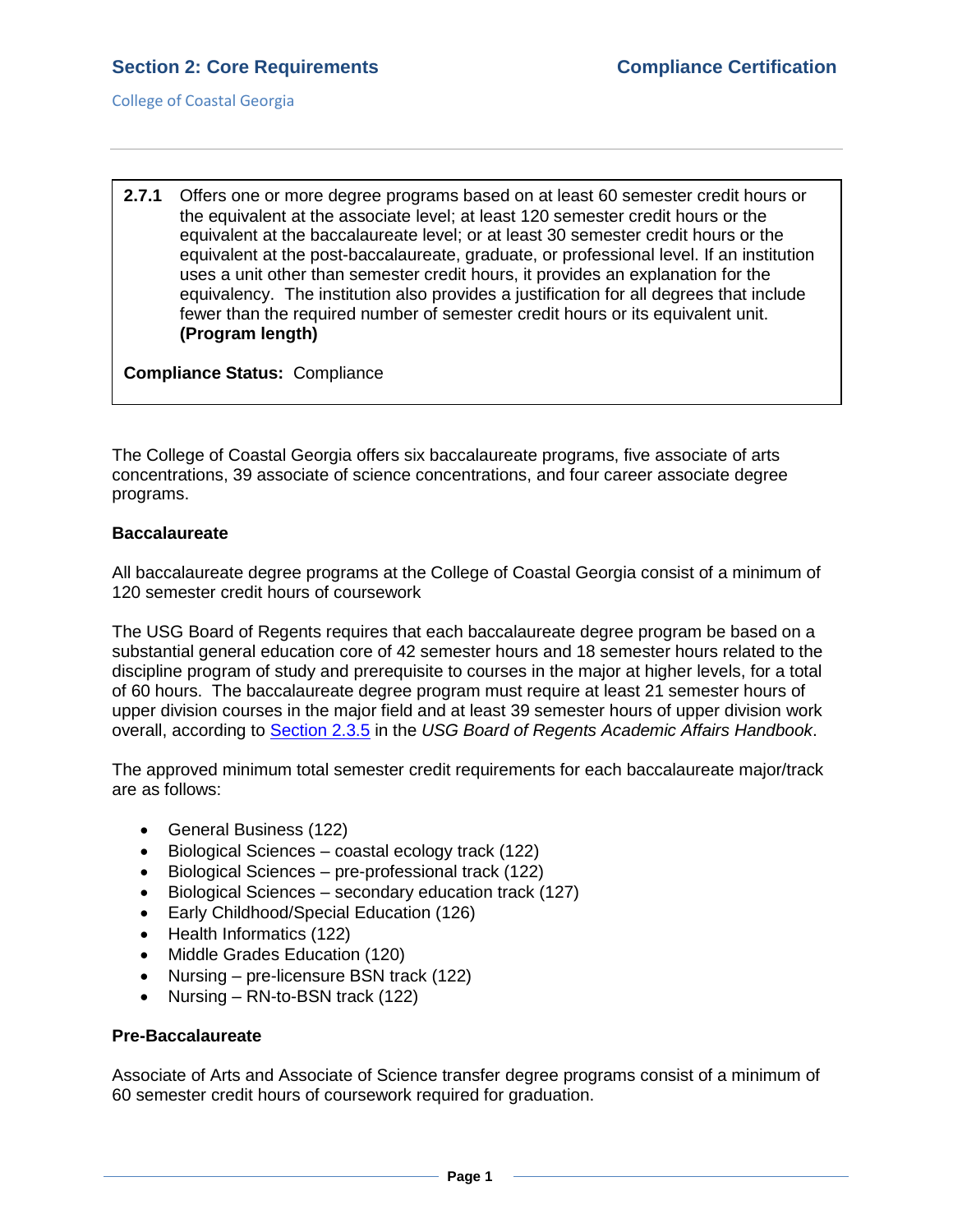**2.7.1** Offers one or more degree programs based on at least 60 semester credit hours or the equivalent at the associate level; at least 120 semester credit hours or the equivalent at the baccalaureate level; or at least 30 semester credit hours or the equivalent at the post-baccalaureate, graduate, or professional level. If an institution uses a unit other than semester credit hours, it provides an explanation for the equivalency. The institution also provides a justification for all degrees that include fewer than the required number of semester credit hours or its equivalent unit. **(Program length)**

**Compliance Status:** Compliance

The College of Coastal Georgia offers six baccalaureate programs, five associate of arts concentrations, 39 associate of science concentrations, and four career associate degree programs.

**Baccalaureate**

All baccalaureate degree programs at the College of Coastal Georgia consist of a minimum of 120 semester credit hours of coursework

The USG Board of Regents requires that each baccalaureate degree program be based on a substantial general education core of 42 semester hours and 18 semester hours related to the discipline program of study and prerequisite to courses in the major at higher levels, for a total of 60 hours. The baccalaureate degree program must require at least 21 semester hours of upper division courses in the major field and at least 39 semester hours of upper division work overall, according to Section 2.3.5 in the *USG Board of Regents Academic Affairs Handbook*.

The approved minimum total semester credit requirements for each baccalaureate major/track are as follows:

- General Business (122)
- Biological Sciences – coastal ecology track (122)
- Biological Sciences – pre-professional track (122)
- Biological Sciences – secondary education track (127)
- Early Childhood/Special Education (126)
- Health Informatics (122)
- Middle Grades Education (120)
- Nursing – pre-licensure BSN track (122)
- Nursing – RN-to-BSN track (122)

**Pre-Baccalaureate**

Associate of Arts and Associate of Science transfer degree programs consist of a minimum of 60 semester credit hours of coursework required for graduation.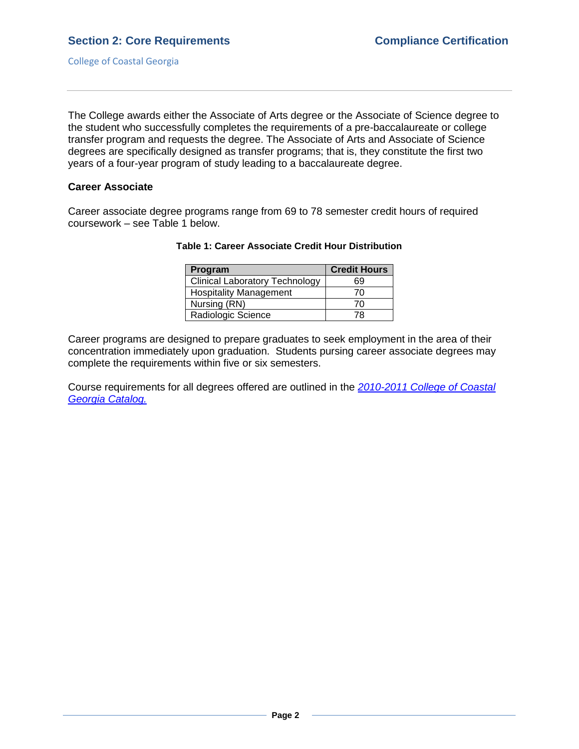The College awards either the Associate of Arts degree or the Associate of Science degree to the student who successfully completes the requirements of a pre-baccalaureate or college transfer program and requests the degree. The Associate of Arts and Associate of Science degrees are specifically designed as transfer programs; that is, they constitute the first two years of a four-year program of study leading to a baccalaureate degree.

**Career Associate**

Career associate degree programs range from 69 to 78 semester credit hours of required coursework – see Table 1 below.

**Table 1: Career Associate Credit Hour Distribution**

| Program | Credit Hours |
|---|---|
| Clinical Laboratory Technology | 69 |
| Hospitality Management | 70 |
| Nursing (RN) | 70 |
| Radiologic Science | 78 |

Career programs are designed to prepare graduates to seek employment in the area of their concentration immediately upon graduation. Students pursing career associate degrees may complete the requirements within five or six semesters.

Course requirements for all degrees offered are outlined in the *2010-2011 College of Coastal Georgia Catalog.*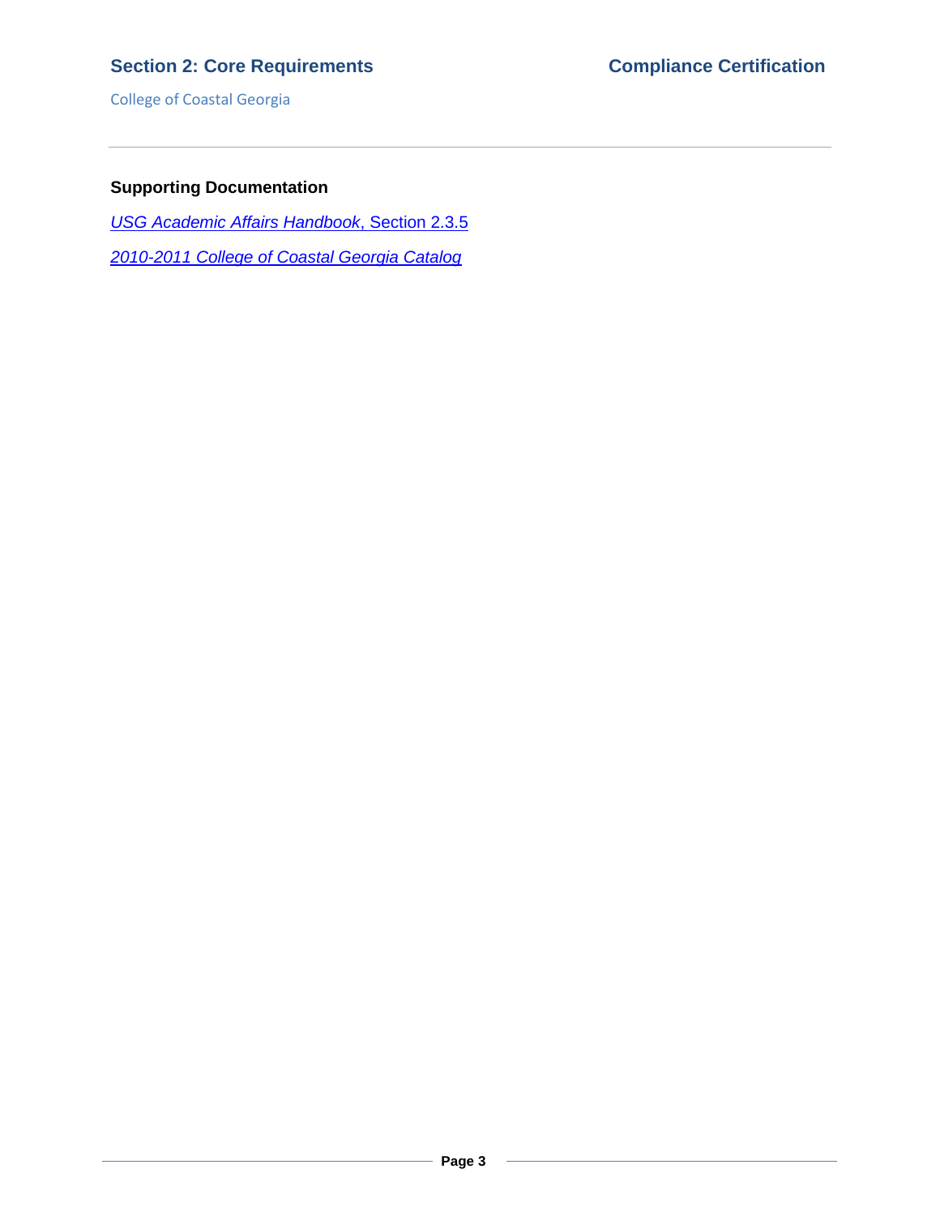**Supporting Documentation**

*USG Academic Affairs Handbook*, Section 2.3.5

*2010-2011 College of Coastal Georgia Catalog*